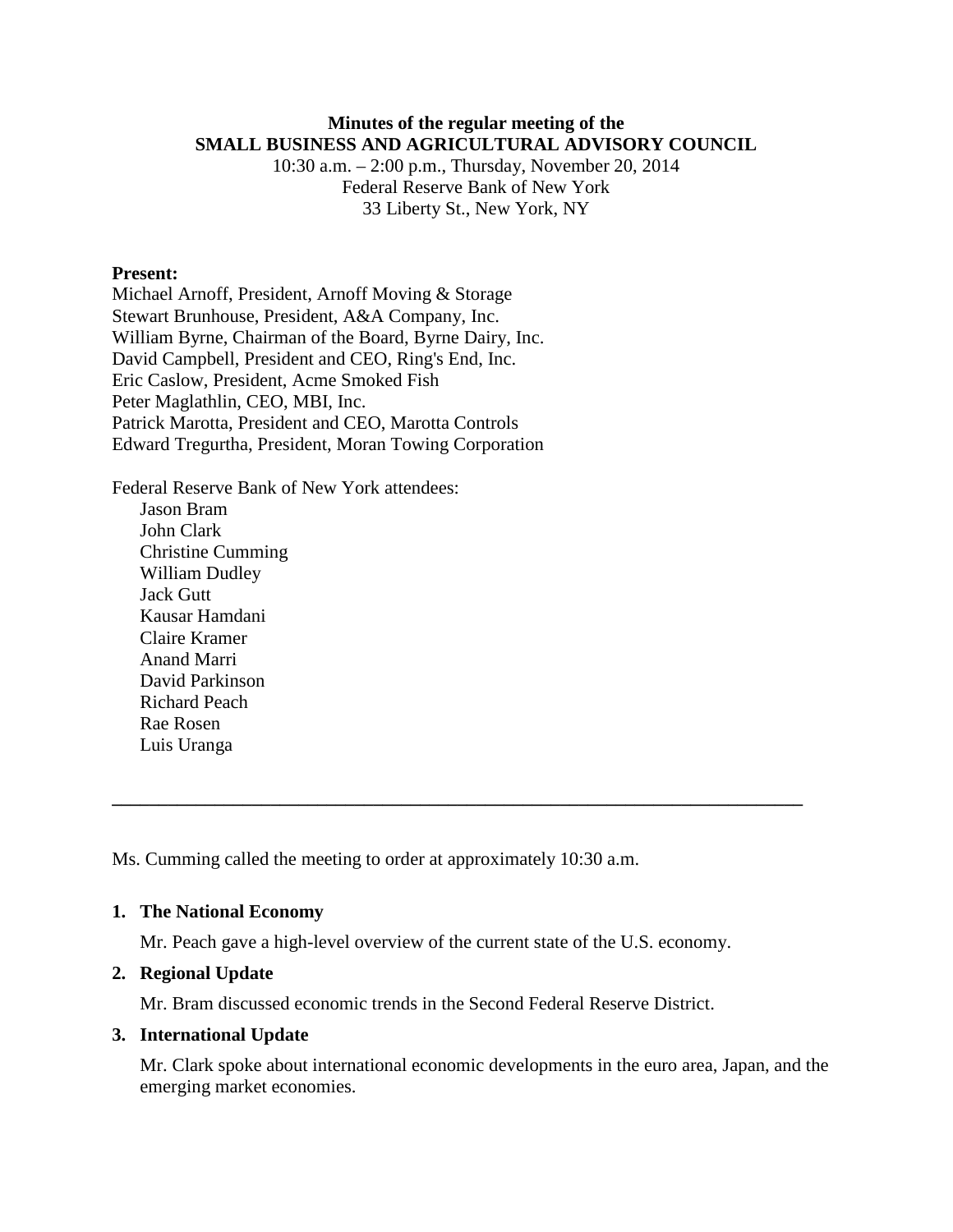**Minutes of the regular meeting of the**
**SMALL BUSINESS AND AGRICULTURAL ADVISORY COUNCIL**
10:30 a.m. – 2:00 p.m., Thursday, November 20, 2014
Federal Reserve Bank of New York
33 Liberty St., New York, NY

**Present:**
Michael Arnoff, President, Arnoff Moving & Storage
Stewart Brunhouse, President, A&A Company, Inc.
William Byrne, Chairman of the Board, Byrne Dairy, Inc.
David Campbell, President and CEO, Ring's End, Inc.
Eric Caslow, President, Acme Smoked Fish
Peter Maglathlin, CEO, MBI, Inc.
Patrick Marotta, President and CEO, Marotta Controls
Edward Tregurtha, President, Moran Towing Corporation

Federal Reserve Bank of New York attendees:
Jason Bram
John Clark
Christine Cumming
William Dudley
Jack Gutt
Kausar Hamdani
Claire Kramer
Anand Marri
David Parkinson
Richard Peach
Rae Rosen
Luis Uranga

---

Ms. Cumming called the meeting to order at approximately 10:30 a.m.

1. **The National Economy**

   Mr. Peach gave a high-level overview of the current state of the U.S. economy.

2. **Regional Update**

   Mr. Bram discussed economic trends in the Second Federal Reserve District.

3. **International Update**

   Mr. Clark spoke about international economic developments in the euro area, Japan, and the emerging market economies.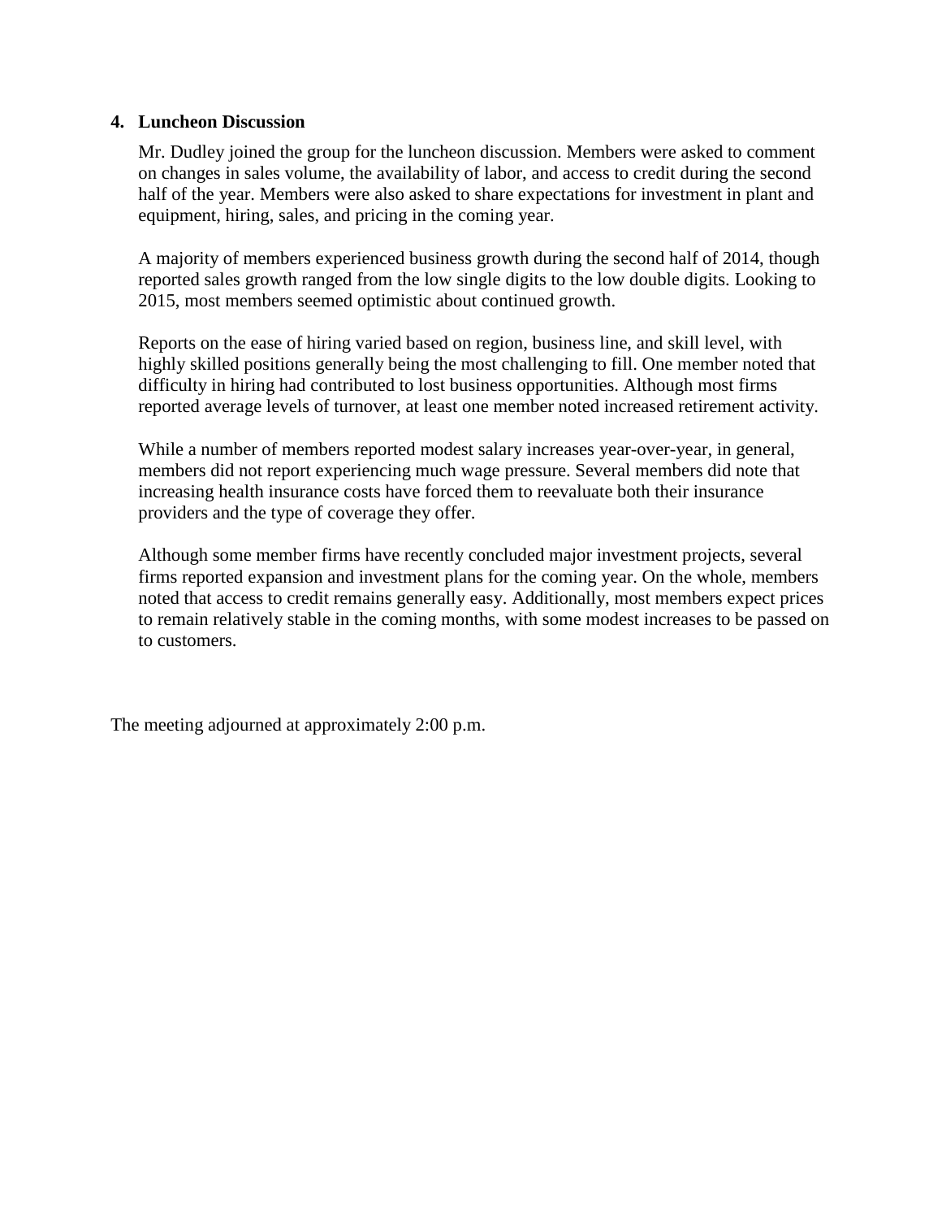4. **Luncheon Discussion**

   Mr. Dudley joined the group for the luncheon discussion. Members were asked to comment on changes in sales volume, the availability of labor, and access to credit during the second half of the year. Members were also asked to share expectations for investment in plant and equipment, hiring, sales, and pricing in the coming year.

   A majority of members experienced business growth during the second half of 2014, though reported sales growth ranged from the low single digits to the low double digits. Looking to 2015, most members seemed optimistic about continued growth.

   Reports on the ease of hiring varied based on region, business line, and skill level, with highly skilled positions generally being the most challenging to fill. One member noted that difficulty in hiring had contributed to lost business opportunities. Although most firms reported average levels of turnover, at least one member noted increased retirement activity.

   While a number of members reported modest salary increases year-over-year, in general, members did not report experiencing much wage pressure. Several members did note that increasing health insurance costs have forced them to reevaluate both their insurance providers and the type of coverage they offer.

   Although some member firms have recently concluded major investment projects, several firms reported expansion and investment plans for the coming year. On the whole, members noted that access to credit remains generally easy. Additionally, most members expect prices to remain relatively stable in the coming months, with some modest increases to be passed on to customers.

The meeting adjourned at approximately 2:00 p.m.